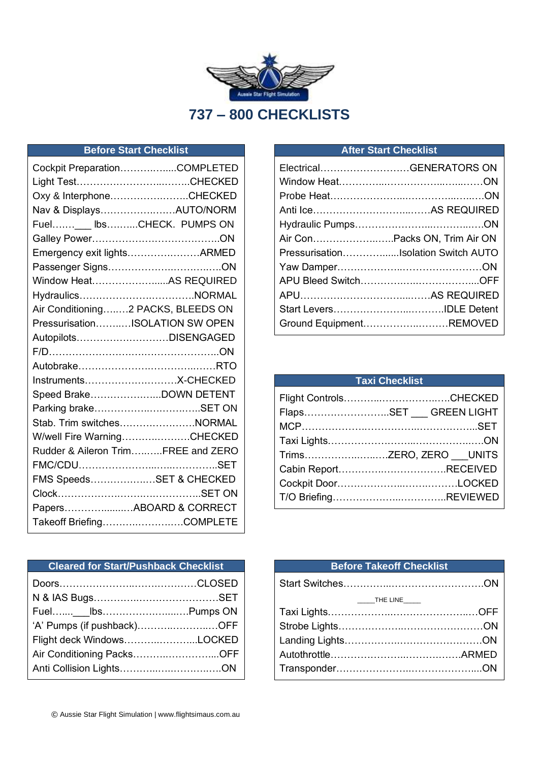Aussie Star Flight Simulation

# 737 – 800 CHECKLISTS

## Before Start Checklist

Cockpit Preparation……………......COMPLETED
Light Test…………………………..……..CHECKED
Oxy & Interphone…………………..…..CHECKED
Nav & Displays…………………..….AUTO/NORM
Fuel…….___ lbs……....CHECK. PUMPS ON
Galley Power………………………………….ON
Emergency exit lights……………….…ARMED
Passenger Signs………………….……….….ON
Window Heat…………………....AS REQUIRED
Hydraulics…………………….….………NORMAL
Air Conditioning…..…2 PACKS, BLEEDS ON
Pressurisation…….….ISOLATION SW OPEN
Autopilots…………….…………DISENGAGED
F/D…………………………..………………..ON
Autobrake……………………..……….…….RTO
Instruments…………………….……X-CHECKED
Speed Brake………………...DOWN DETENT
Parking brake…………………..………….SET ON
Stab. Trim switches……………….…..NORMAL
W/well Fire Warning…………..……….CHECKED
Rudder & Aileron Trim……..…FREE and ZERO
FMC/CDU…………………...…..…………..SET
FMS Speeds……………….…SET & CHECKED
Clock……………………..………….………..SET ON
Papers………….......…ABOARD & CORRECT
Takeoff Briefing……….…………..…COMPLETE

## After Start Checklist

Electrical……………………….GENERATORS ON
Window Heat………….………………..……..…ON
Probe Heat…………………..………………..…..ON
Anti Ice………………………….…….AS REQUIRED
Hydraulic Pumps……………………..………..…..ON
Air Con……………….…..Packs ON, Trim Air ON
Pressurisation……………......Isolation Switch AUTO
Yaw Damper………………..…………………ON
APU Bleed Switch……………..…………….....OFF
APU…………………………....……AS REQUIRED
Start Levers……………………...…….…IDLE Detent
Ground Equipment…………….…….…REMOVED

## Taxi Checklist

Flight Controls………....…………….…..CHECKED
Flaps…………………..SET ___ GREEN LIGHT
MCP……………….……………………………...SET
Taxi Lights………………………..…………….….ON
Trims……………….…..…ZERO, ZERO ___UNITS
Cabin Report………………….………….RECEIVED
Cockpit Door…………………...…….…….LOCKED
T/O Briefing……………….…………..REVIEWED

## Cleared for Start/Pushback Checklist

Doors……………………………………CLOSED
N & IAS Bugs……………………………………SET
Fuel…...___lbs…………………....…Pumps ON
'A' Pumps (if pushback)……….……..…..OFF
Flight deck Windows……………...……LOCKED
Air Conditioning Packs…………………....OFF
Anti Collision Lights…………..……….……ON

## Before Takeoff Checklist

Start Switches…………..………………………ON

____THE LINE____

Taxi Lights…………………………………..…OFF
Strobe Lights…………………..………………ON
Landing Lights………………………………….ON
Autothrottle…………………..……………ARMED
Transponder…………………..……………...ON

© Aussie Star Flight Simulation | www.flightsimaus.com.au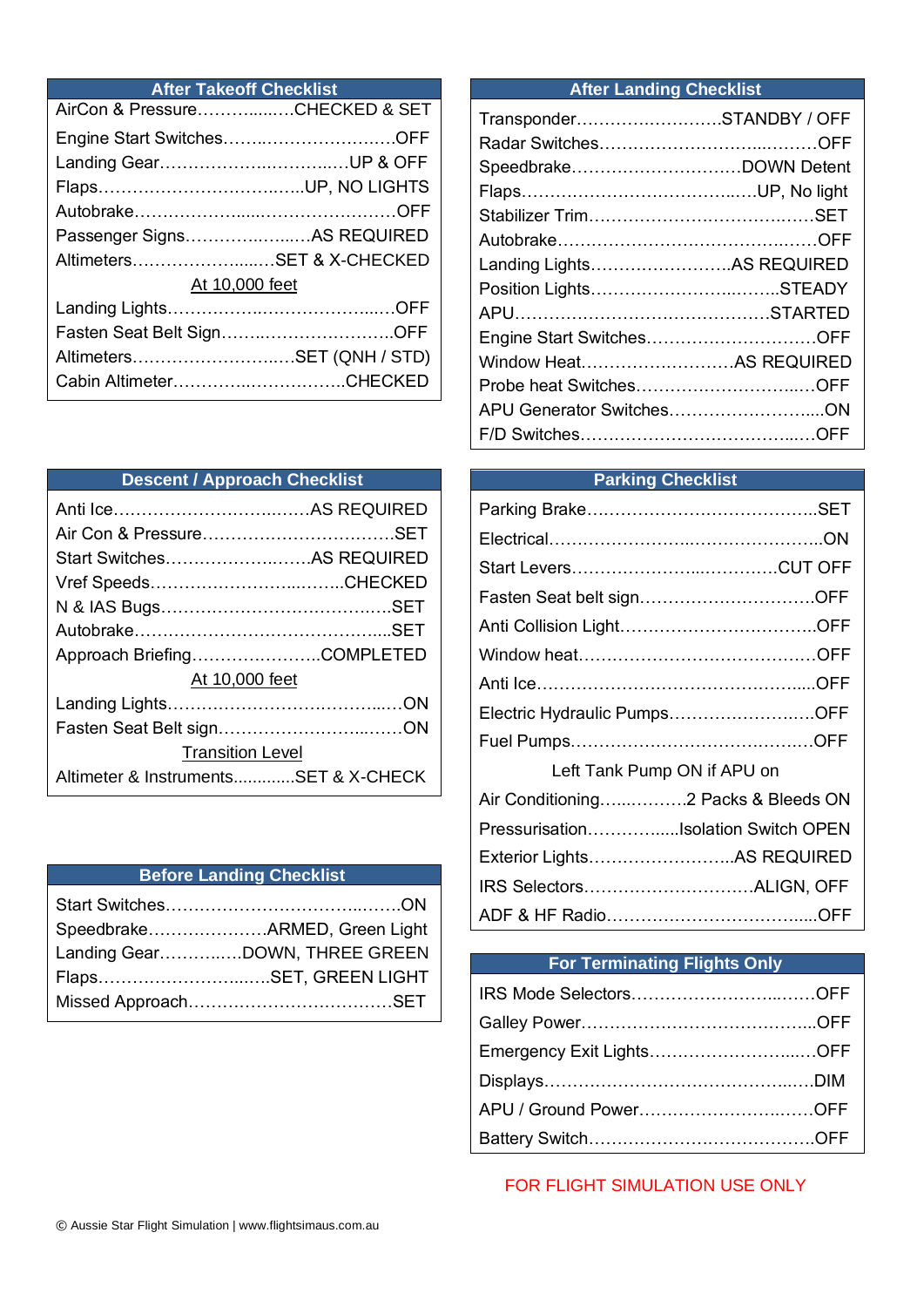## After Takeoff Checklist

| | |
|---|---|
| AirCon & Pressure | CHECKED & SET |
| Engine Start Switches | OFF |
| Landing Gear | UP & OFF |
| Flaps | UP, NO LIGHTS |
| Autobrake | OFF |
| Passenger Signs | AS REQUIRED |
| Altimeters | SET & X-CHECKED |

At 10,000 feet

| | |
|---|---|
| Landing Lights | OFF |
| Fasten Seat Belt Sign | OFF |
| Altimeters | SET (QNH / STD) |
| Cabin Altimeter | CHECKED |

## Descent / Approach Checklist

| | |
|---|---|
| Anti Ice | AS REQUIRED |
| Air Con & Pressure | SET |
| Start Switches | AS REQUIRED |
| Vref Speeds | CHECKED |
| N & IAS Bugs | SET |
| Autobrake | SET |
| Approach Briefing | COMPLETED |

At 10,000 feet

| | |
|---|---|
| Landing Lights | ON |
| Fasten Seat Belt sign | ON |

Transition Level

| | |
|---|---|
| Altimeter & Instruments | SET & X-CHECK |

## Before Landing Checklist

| | |
|---|---|
| Start Switches | ON |
| Speedbrake | ARMED, Green Light |
| Landing Gear | DOWN, THREE GREEN |
| Flaps | SET, GREEN LIGHT |
| Missed Approach | SET |

## After Landing Checklist

| | |
|---|---|
| Transponder | STANDBY / OFF |
| Radar Switches | OFF |
| Speedbrake | DOWN Detent |
| Flaps | UP, No light |
| Stabilizer Trim | SET |
| Autobrake | OFF |
| Landing Lights | AS REQUIRED |
| Position Lights | STEADY |
| APU | STARTED |
| Engine Start Switches | OFF |
| Window Heat | AS REQUIRED |
| Probe heat Switches | OFF |
| APU Generator Switches | ON |
| F/D Switches | OFF |

## Parking Checklist

| | |
|---|---|
| Parking Brake | SET |
| Electrical | ON |
| Start Levers | CUT OFF |
| Fasten Seat belt sign | OFF |
| Anti Collision Light | OFF |
| Window heat | OFF |
| Anti Ice | OFF |
| Electric Hydraulic Pumps | OFF |
| Fuel Pumps | OFF |

Left Tank Pump ON if APU on

| | |
|---|---|
| Air Conditioning | 2 Packs & Bleeds ON |
| Pressurisation | Isolation Switch OPEN |
| Exterior Lights | AS REQUIRED |
| IRS Selectors | ALIGN, OFF |
| ADF & HF Radio | OFF |

## For Terminating Flights Only

| | |
|---|---|
| IRS Mode Selectors | OFF |
| Galley Power | OFF |
| Emergency Exit Lights | OFF |
| Displays | DIM |
| APU / Ground Power | OFF |
| Battery Switch | OFF |

FOR FLIGHT SIMULATION USE ONLY

© Aussie Star Flight Simulation | www.flightsimaus.com.au